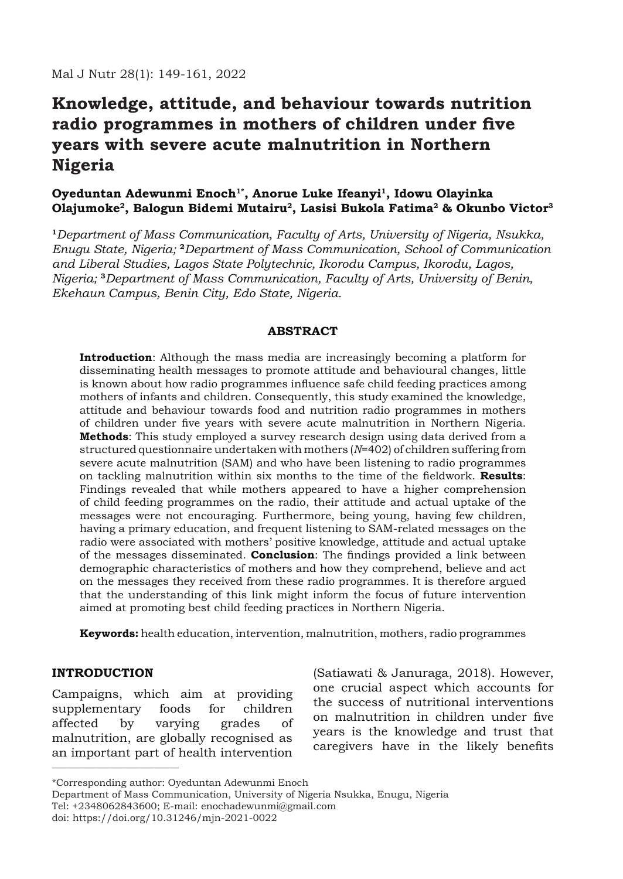# Knowledge, attitude, and behaviour towards nutrition radio programmes in mothers of children under five years with severe acute malnutrition in Northern Nigeria

**Oyeduntan Adewunmi Enoch[1*], Anorue Luke Ifeanyi[1], Idowu Olayinka Olajumoke[2], Balogun Bidemi Mutairu[2], Lasisi Bukola Fatima[2] & Okunbo Victor[3]**

[1]*Department of Mass Communication, Faculty of Arts, University of Nigeria, Nsukka, Enugu State, Nigeria;* [2]*Department of Mass Communication, School of Communication and Liberal Studies, Lagos State Polytechnic, Ikorodu Campus, Ikorodu, Lagos, Nigeria;* [3]*Department of Mass Communication, Faculty of Arts, University of Benin, Ekehaun Campus, Benin City, Edo State, Nigeria.*

## ABSTRACT

**Introduction**: Although the mass media are increasingly becoming a platform for disseminating health messages to promote attitude and behavioural changes, little is known about how radio programmes influence safe child feeding practices among mothers of infants and children. Consequently, this study examined the knowledge, attitude and behaviour towards food and nutrition radio programmes in mothers of children under five years with severe acute malnutrition in Northern Nigeria. **Methods**: This study employed a survey research design using data derived from a structured questionnaire undertaken with mothers (*N*=402) of children suffering from severe acute malnutrition (SAM) and who have been listening to radio programmes on tackling malnutrition within six months to the time of the fieldwork. **Results**: Findings revealed that while mothers appeared to have a higher comprehension of child feeding programmes on the radio, their attitude and actual uptake of the messages were not encouraging. Furthermore, being young, having few children, having a primary education, and frequent listening to SAM-related messages on the radio were associated with mothers' positive knowledge, attitude and actual uptake of the messages disseminated. **Conclusion**: The findings provided a link between demographic characteristics of mothers and how they comprehend, believe and act on the messages they received from these radio programmes. It is therefore argued that the understanding of this link might inform the focus of future intervention aimed at promoting best child feeding practices in Northern Nigeria.

**Keywords:** health education, intervention, malnutrition, mothers, radio programmes

## INTRODUCTION

Campaigns, which aim at providing supplementary foods for children affected by varying grades of malnutrition, are globally recognised as an important part of health intervention (Satiawati & Januraga, 2018). However, one crucial aspect which accounts for the success of nutritional interventions on malnutrition in children under five years is the knowledge and trust that caregivers have in the likely benefits

---

*Corresponding author: Oyeduntan Adewunmi Enoch
Department of Mass Communication, University of Nigeria Nsukka, Enugu, Nigeria
Tel: +2348062843600; E-mail: enochadewunmi@gmail.com
doi: https://doi.org/10.31246/mjn-2021-0022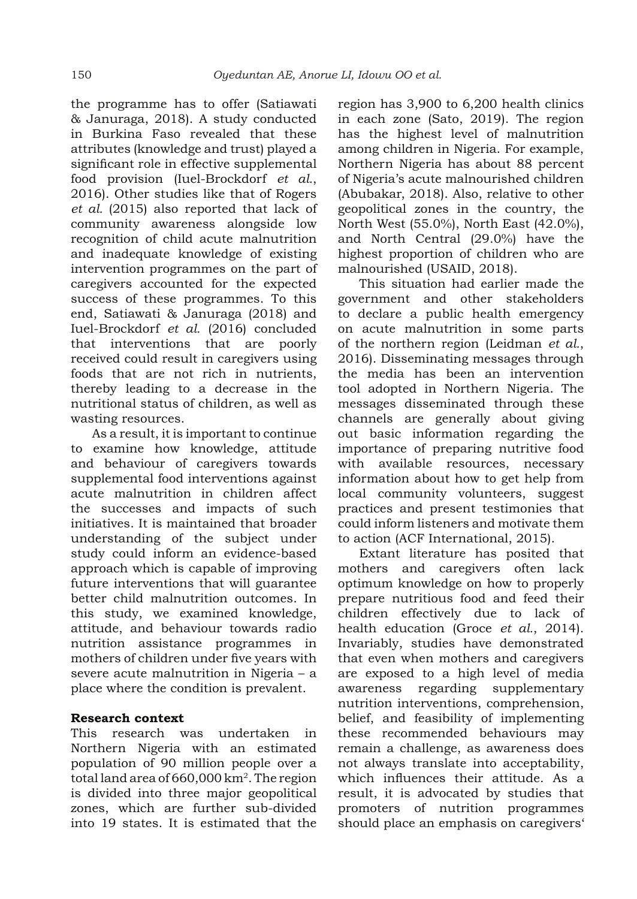the programme has to offer (Satiawati & Januraga, 2018). A study conducted in Burkina Faso revealed that these attributes (knowledge and trust) played a significant role in effective supplemental food provision (Iuel-Brockdorf *et al.*, 2016). Other studies like that of Rogers *et al.* (2015) also reported that lack of community awareness alongside low recognition of child acute malnutrition and inadequate knowledge of existing intervention programmes on the part of caregivers accounted for the expected success of these programmes. To this end, Satiawati & Januraga (2018) and Iuel-Brockdorf *et al.* (2016) concluded that interventions that are poorly received could result in caregivers using foods that are not rich in nutrients, thereby leading to a decrease in the nutritional status of children, as well as wasting resources.

As a result, it is important to continue to examine how knowledge, attitude and behaviour of caregivers towards supplemental food interventions against acute malnutrition in children affect the successes and impacts of such initiatives. It is maintained that broader understanding of the subject under study could inform an evidence-based approach which is capable of improving future interventions that will guarantee better child malnutrition outcomes. In this study, we examined knowledge, attitude, and behaviour towards radio nutrition assistance programmes in mothers of children under five years with severe acute malnutrition in Nigeria – a place where the condition is prevalent.

**Research context**

This research was undertaken in Northern Nigeria with an estimated population of 90 million people over a total land area of 660,000 km$^2$. The region is divided into three major geopolitical zones, which are further sub-divided into 19 states. It is estimated that the region has 3,900 to 6,200 health clinics in each zone (Sato, 2019). The region has the highest level of malnutrition among children in Nigeria. For example, Northern Nigeria has about 88 percent of Nigeria's acute malnourished children (Abubakar, 2018). Also, relative to other geopolitical zones in the country, the North West (55.0%), North East (42.0%), and North Central (29.0%) have the highest proportion of children who are malnourished (USAID, 2018).

This situation had earlier made the government and other stakeholders to declare a public health emergency on acute malnutrition in some parts of the northern region (Leidman *et al.*, 2016). Disseminating messages through the media has been an intervention tool adopted in Northern Nigeria. The messages disseminated through these channels are generally about giving out basic information regarding the importance of preparing nutritive food with available resources, necessary information about how to get help from local community volunteers, suggest practices and present testimonies that could inform listeners and motivate them to action (ACF International, 2015).

Extant literature has posited that mothers and caregivers often lack optimum knowledge on how to properly prepare nutritious food and feed their children effectively due to lack of health education (Groce *et al.*, 2014). Invariably, studies have demonstrated that even when mothers and caregivers are exposed to a high level of media awareness regarding supplementary nutrition interventions, comprehension, belief, and feasibility of implementing these recommended behaviours may remain a challenge, as awareness does not always translate into acceptability, which influences their attitude. As a result, it is advocated by studies that promoters of nutrition programmes should place an emphasis on caregivers'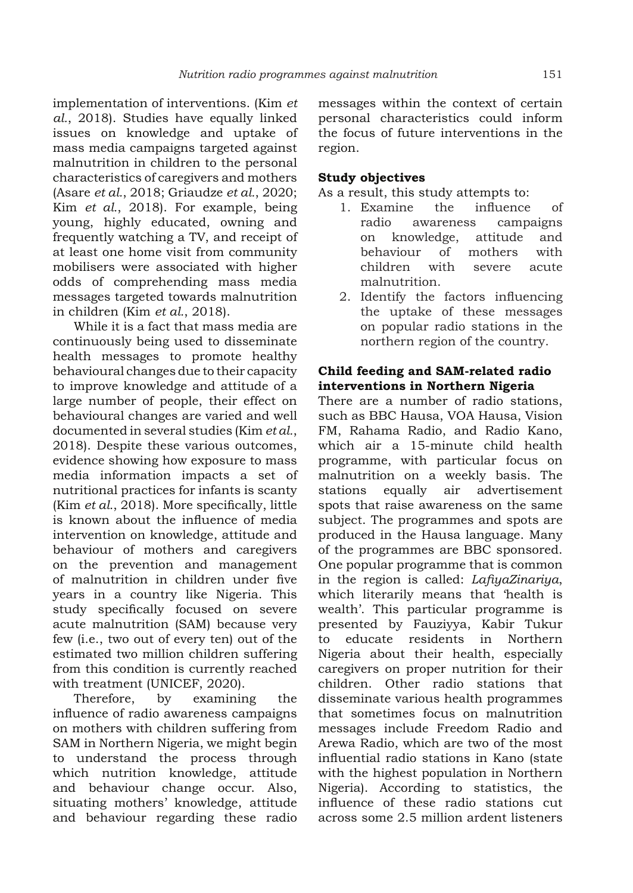implementation of interventions. (Kim *et al.*, 2018). Studies have equally linked issues on knowledge and uptake of mass media campaigns targeted against malnutrition in children to the personal characteristics of caregivers and mothers (Asare *et al.*, 2018; Griaudze *et al.*, 2020; Kim *et al.*, 2018). For example, being young, highly educated, owning and frequently watching a TV, and receipt of at least one home visit from community mobilisers were associated with higher odds of comprehending mass media messages targeted towards malnutrition in children (Kim *et al.*, 2018).

While it is a fact that mass media are continuously being used to disseminate health messages to promote healthy behavioural changes due to their capacity to improve knowledge and attitude of a large number of people, their effect on behavioural changes are varied and well documented in several studies (Kim *et al.*, 2018). Despite these various outcomes, evidence showing how exposure to mass media information impacts a set of nutritional practices for infants is scanty (Kim *et al.*, 2018). More specifically, little is known about the influence of media intervention on knowledge, attitude and behaviour of mothers and caregivers on the prevention and management of malnutrition in children under five years in a country like Nigeria. This study specifically focused on severe acute malnutrition (SAM) because very few (i.e., two out of every ten) out of the estimated two million children suffering from this condition is currently reached with treatment (UNICEF, 2020).

Therefore, by examining the influence of radio awareness campaigns on mothers with children suffering from SAM in Northern Nigeria, we might begin to understand the process through which nutrition knowledge, attitude and behaviour change occur. Also, situating mothers' knowledge, attitude and behaviour regarding these radio messages within the context of certain personal characteristics could inform the focus of future interventions in the region.

**Study objectives**

As a result, this study attempts to:

1. Examine the influence of radio awareness campaigns on knowledge, attitude and behaviour of mothers with children with severe acute malnutrition.
2. Identify the factors influencing the uptake of these messages on popular radio stations in the northern region of the country.

**Child feeding and SAM-related radio interventions in Northern Nigeria**

There are a number of radio stations, such as BBC Hausa, VOA Hausa, Vision FM, Rahama Radio, and Radio Kano, which air a 15-minute child health programme, with particular focus on malnutrition on a weekly basis. The stations equally air advertisement spots that raise awareness on the same subject. The programmes and spots are produced in the Hausa language. Many of the programmes are BBC sponsored. One popular programme that is common in the region is called: *LafiyaZinariya*, which literarily means that 'health is wealth'. This particular programme is presented by Fauziyya, Kabir Tukur to educate residents in Northern Nigeria about their health, especially caregivers on proper nutrition for their children. Other radio stations that disseminate various health programmes that sometimes focus on malnutrition messages include Freedom Radio and Arewa Radio, which are two of the most influential radio stations in Kano (state with the highest population in Northern Nigeria). According to statistics, the influence of these radio stations cut across some 2.5 million ardent listeners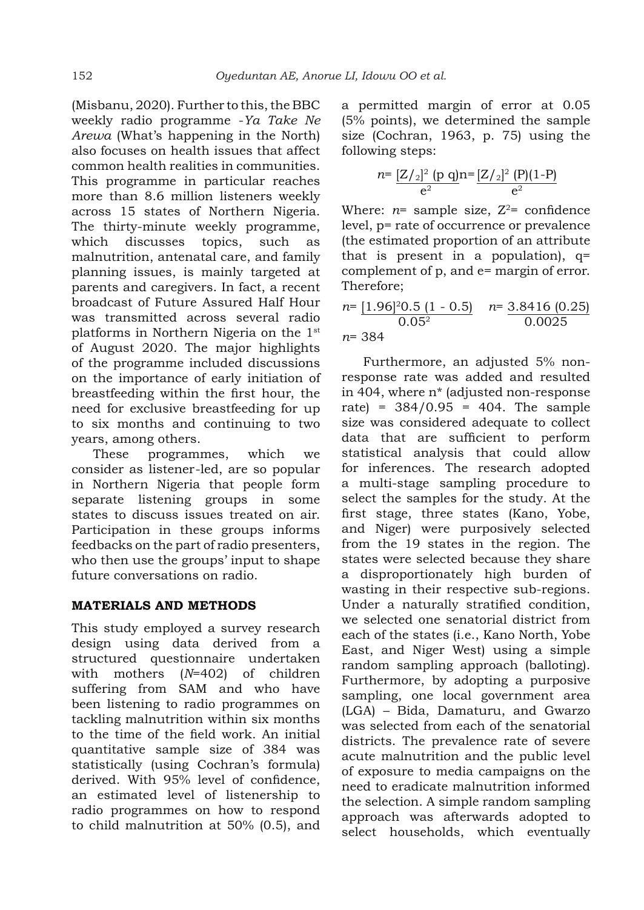(Misbanu, 2020). Further to this, the BBC weekly radio programme -*Ya Take Ne Arewa* (What's happening in the North) also focuses on health issues that affect common health realities in communities. This programme in particular reaches more than 8.6 million listeners weekly across 15 states of Northern Nigeria. The thirty-minute weekly programme, which discusses topics, such as malnutrition, antenatal care, and family planning issues, is mainly targeted at parents and caregivers. In fact, a recent broadcast of Future Assured Half Hour was transmitted across several radio platforms in Northern Nigeria on the 1st of August 2020. The major highlights of the programme included discussions on the importance of early initiation of breastfeeding within the first hour, the need for exclusive breastfeeding for up to six months and continuing to two years, among others.

These programmes, which we consider as listener-led, are so popular in Northern Nigeria that people form separate listening groups in some states to discuss issues treated on air. Participation in these groups informs feedbacks on the part of radio presenters, who then use the groups' input to shape future conversations on radio.

## MATERIALS AND METHODS

This study employed a survey research design using data derived from a structured questionnaire undertaken with mothers (*N*=402) of children suffering from SAM and who have been listening to radio programmes on tackling malnutrition within six months to the time of the field work. An initial quantitative sample size of 384 was statistically (using Cochran's formula) derived. With 95% level of confidence, an estimated level of listenership to radio programmes on how to respond to child malnutrition at 50% (0.5), and a permitted margin of error at 0.05 (5% points), we determined the sample size (Cochran, 1963, p. 75) using the following steps:

$$n = \frac{[Z/_2]^2 \, (p\,q)}{e^2} \quad n = \frac{[Z/_2]^2 \, (P)(1-P)}{e^2}$$

Where: $n$= sample size, $Z^2$= confidence level, p= rate of occurrence or prevalence (the estimated proportion of an attribute that is present in a population), q= complement of p, and e= margin of error. Therefore;

$$n = \frac{[1.96]^2 0.5\,(1 - 0.5)}{0.05^2} \quad n = \frac{3.8416\,(0.25)}{0.0025}$$

$n$= 384

Furthermore, an adjusted 5% non-response rate was added and resulted in 404, where n* (adjusted non-response rate) = 384/0.95 = 404. The sample size was considered adequate to collect data that are sufficient to perform statistical analysis that could allow for inferences. The research adopted a multi-stage sampling procedure to select the samples for the study. At the first stage, three states (Kano, Yobe, and Niger) were purposively selected from the 19 states in the region. The states were selected because they share a disproportionately high burden of wasting in their respective sub-regions. Under a naturally stratified condition, we selected one senatorial district from each of the states (i.e., Kano North, Yobe East, and Niger West) using a simple random sampling approach (balloting). Furthermore, by adopting a purposive sampling, one local government area (LGA) – Bida, Damaturu, and Gwarzo was selected from each of the senatorial districts. The prevalence rate of severe acute malnutrition and the public level of exposure to media campaigns on the need to eradicate malnutrition informed the selection. A simple random sampling approach was afterwards adopted to select households, which eventually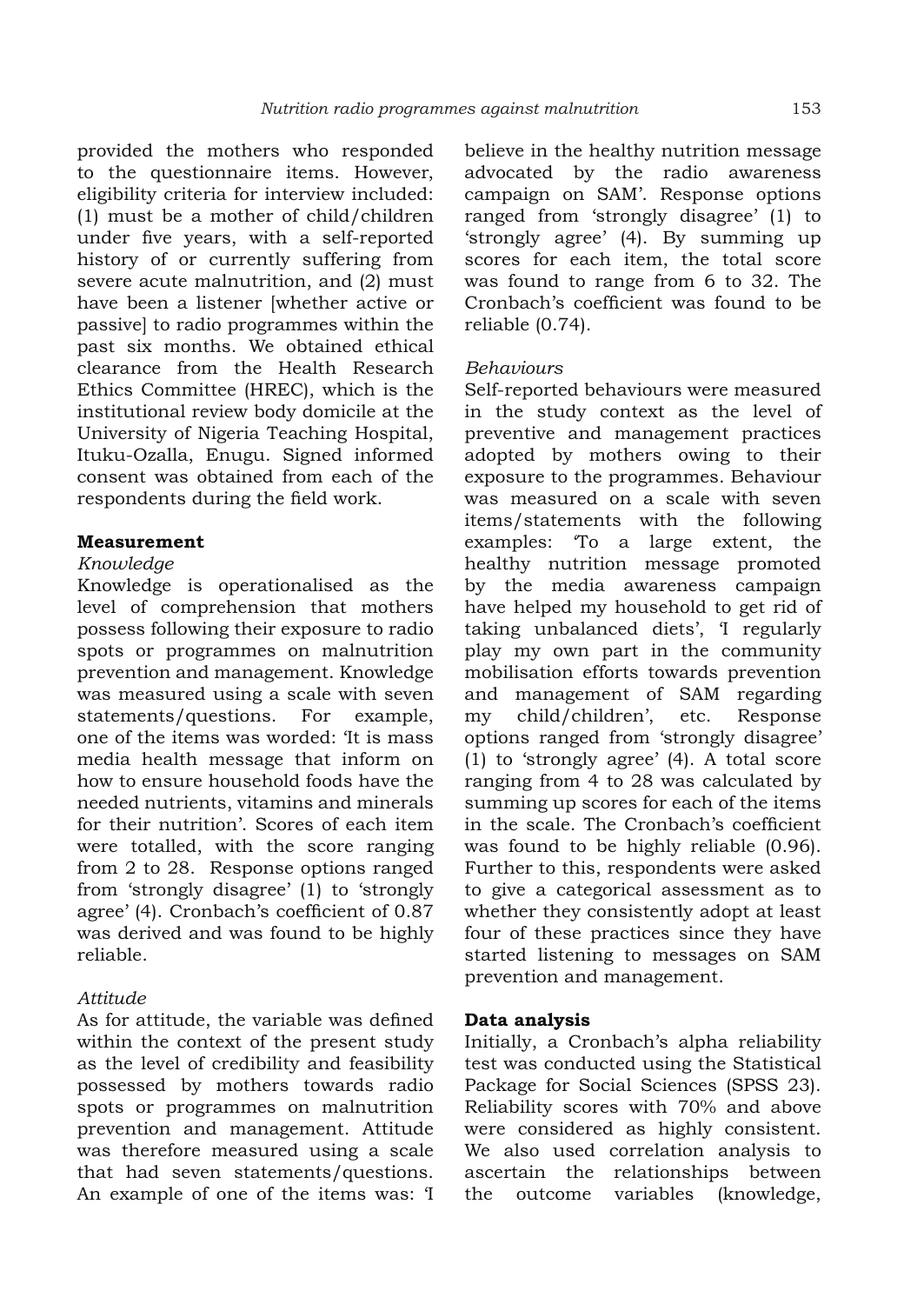provided the mothers who responded to the questionnaire items. However, eligibility criteria for interview included: (1) must be a mother of child/children under five years, with a self-reported history of or currently suffering from severe acute malnutrition, and (2) must have been a listener [whether active or passive] to radio programmes within the past six months. We obtained ethical clearance from the Health Research Ethics Committee (HREC), which is the institutional review body domicile at the University of Nigeria Teaching Hospital, Ituku-Ozalla, Enugu. Signed informed consent was obtained from each of the respondents during the field work.

## Measurement

*Knowledge*

Knowledge is operationalised as the level of comprehension that mothers possess following their exposure to radio spots or programmes on malnutrition prevention and management. Knowledge was measured using a scale with seven statements/questions. For example, one of the items was worded: 'It is mass media health message that inform on how to ensure household foods have the needed nutrients, vitamins and minerals for their nutrition'. Scores of each item were totalled, with the score ranging from 2 to 28. Response options ranged from 'strongly disagree' (1) to 'strongly agree' (4). Cronbach's coefficient of 0.87 was derived and was found to be highly reliable.

*Attitude*

As for attitude, the variable was defined within the context of the present study as the level of credibility and feasibility possessed by mothers towards radio spots or programmes on malnutrition prevention and management. Attitude was therefore measured using a scale that had seven statements/questions. An example of one of the items was: 'I believe in the healthy nutrition message advocated by the radio awareness campaign on SAM'. Response options ranged from 'strongly disagree' (1) to 'strongly agree' (4). By summing up scores for each item, the total score was found to range from 6 to 32. The Cronbach's coefficient was found to be reliable (0.74).

*Behaviours*

Self-reported behaviours were measured in the study context as the level of preventive and management practices adopted by mothers owing to their exposure to the programmes. Behaviour was measured on a scale with seven items/statements with the following examples: 'To a large extent, the healthy nutrition message promoted by the media awareness campaign have helped my household to get rid of taking unbalanced diets', 'I regularly play my own part in the community mobilisation efforts towards prevention and management of SAM regarding my child/children', etc. Response options ranged from 'strongly disagree' (1) to 'strongly agree' (4). A total score ranging from 4 to 28 was calculated by summing up scores for each of the items in the scale. The Cronbach's coefficient was found to be highly reliable (0.96). Further to this, respondents were asked to give a categorical assessment as to whether they consistently adopt at least four of these practices since they have started listening to messages on SAM prevention and management.

## Data analysis

Initially, a Cronbach's alpha reliability test was conducted using the Statistical Package for Social Sciences (SPSS 23). Reliability scores with 70% and above were considered as highly consistent. We also used correlation analysis to ascertain the relationships between the outcome variables (knowledge,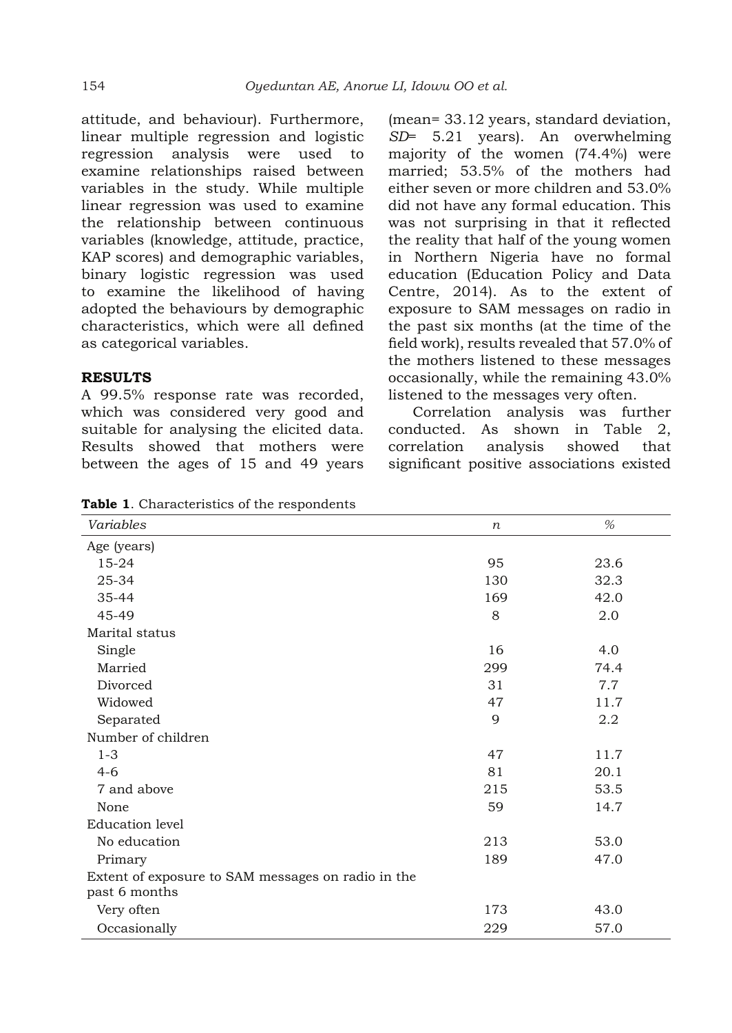attitude, and behaviour). Furthermore, linear multiple regression and logistic regression analysis were used to examine relationships raised between variables in the study. While multiple linear regression was used to examine the relationship between continuous variables (knowledge, attitude, practice, KAP scores) and demographic variables, binary logistic regression was used to examine the likelihood of having adopted the behaviours by demographic characteristics, which were all defined as categorical variables.

## RESULTS

A 99.5% response rate was recorded, which was considered very good and suitable for analysing the elicited data. Results showed that mothers were between the ages of 15 and 49 years (mean= 33.12 years, standard deviation, *SD*= 5.21 years). An overwhelming majority of the women (74.4%) were married; 53.5% of the mothers had either seven or more children and 53.0% did not have any formal education. This was not surprising in that it reflected the reality that half of the young women in Northern Nigeria have no formal education (Education Policy and Data Centre, 2014). As to the extent of exposure to SAM messages on radio in the past six months (at the time of the field work), results revealed that 57.0% of the mothers listened to these messages occasionally, while the remaining 43.0% listened to the messages very often.

Correlation analysis was further conducted. As shown in Table 2, correlation analysis showed that significant positive associations existed

**Table 1**. Characteristics of the respondents

| *Variables* | *n* | *%* |
|---|---|---|
| Age (years) | | |
| 15-24 | 95 | 23.6 |
| 25-34 | 130 | 32.3 |
| 35-44 | 169 | 42.0 |
| 45-49 | 8 | 2.0 |
| Marital status | | |
| Single | 16 | 4.0 |
| Married | 299 | 74.4 |
| Divorced | 31 | 7.7 |
| Widowed | 47 | 11.7 |
| Separated | 9 | 2.2 |
| Number of children | | |
| 1-3 | 47 | 11.7 |
| 4-6 | 81 | 20.1 |
| 7 and above | 215 | 53.5 |
| None | 59 | 14.7 |
| Education level | | |
| No education | 213 | 53.0 |
| Primary | 189 | 47.0 |
| Extent of exposure to SAM messages on radio in the past 6 months | | |
| Very often | 173 | 43.0 |
| Occasionally | 229 | 57.0 |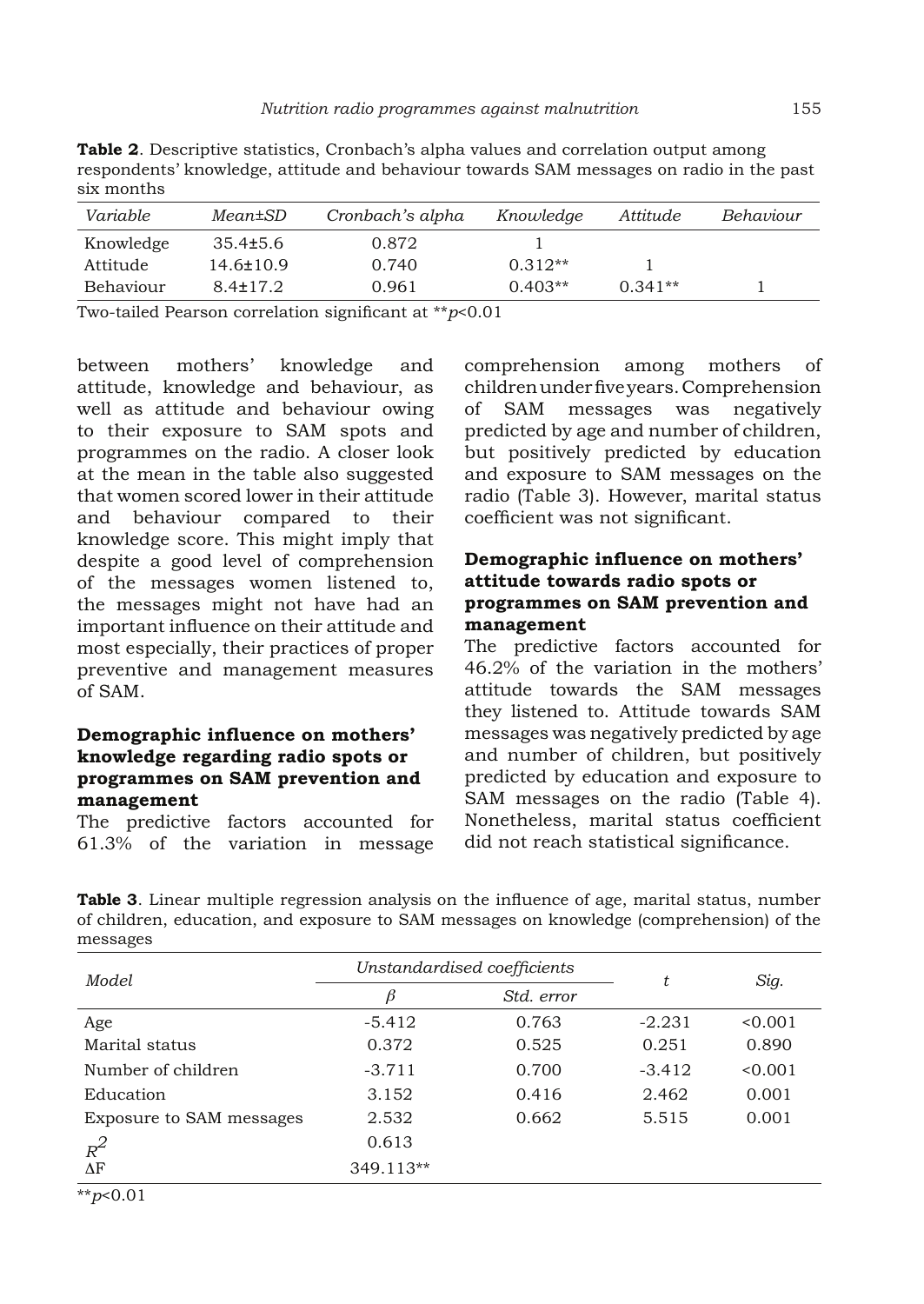**Table 2**. Descriptive statistics, Cronbach's alpha values and correlation output among respondents' knowledge, attitude and behaviour towards SAM messages on radio in the past six months

| *Variable* | *Mean±SD* | *Cronbach's alpha* | *Knowledge* | *Attitude* | *Behaviour* |
|---|---|---|---|---|---|
| Knowledge | 35.4±5.6 | 0.872 | 1 | | |
| Attitude | 14.6±10.9 | 0.740 | 0.312** | 1 | |
| Behaviour | 8.4±17.2 | 0.961 | 0.403** | 0.341** | 1 |

Two-tailed Pearson correlation significant at ***p*<0.01

between mothers' knowledge and attitude, knowledge and behaviour, as well as attitude and behaviour owing to their exposure to SAM spots and programmes on the radio. A closer look at the mean in the table also suggested that women scored lower in their attitude and behaviour compared to their knowledge score. This might imply that despite a good level of comprehension of the messages women listened to, the messages might not have had an important influence on their attitude and most especially, their practices of proper preventive and management measures of SAM.

### Demographic influence on mothers' knowledge regarding radio spots or programmes on SAM prevention and management

The predictive factors accounted for 61.3% of the variation in message comprehension among mothers of children under five years. Comprehension of SAM messages was negatively predicted by age and number of children, but positively predicted by education and exposure to SAM messages on the radio (Table 3). However, marital status coefficient was not significant.

### Demographic influence on mothers' attitude towards radio spots or programmes on SAM prevention and management

The predictive factors accounted for 46.2% of the variation in the mothers' attitude towards the SAM messages they listened to. Attitude towards SAM messages was negatively predicted by age and number of children, but positively predicted by education and exposure to SAM messages on the radio (Table 4). Nonetheless, marital status coefficient did not reach statistical significance.

**Table 3**. Linear multiple regression analysis on the influence of age, marital status, number of children, education, and exposure to SAM messages on knowledge (comprehension) of the messages

| *Model* | *Unstandardised coefficients* | | *t* | *Sig.* |
|---|---|---|---|---|
| | $\beta$ | *Std. error* | | |
| Age | -5.412 | 0.763 | -2.231 | <0.001 |
| Marital status | 0.372 | 0.525 | 0.251 | 0.890 |
| Number of children | -3.711 | 0.700 | -3.412 | <0.001 |
| Education | 3.152 | 0.416 | 2.462 | 0.001 |
| Exposure to SAM messages | 2.532 | 0.662 | 5.515 | 0.001 |
| $R^2$ | 0.613 | | | |
| $\Delta$F | 349.113** | | | |

**$p$<0.01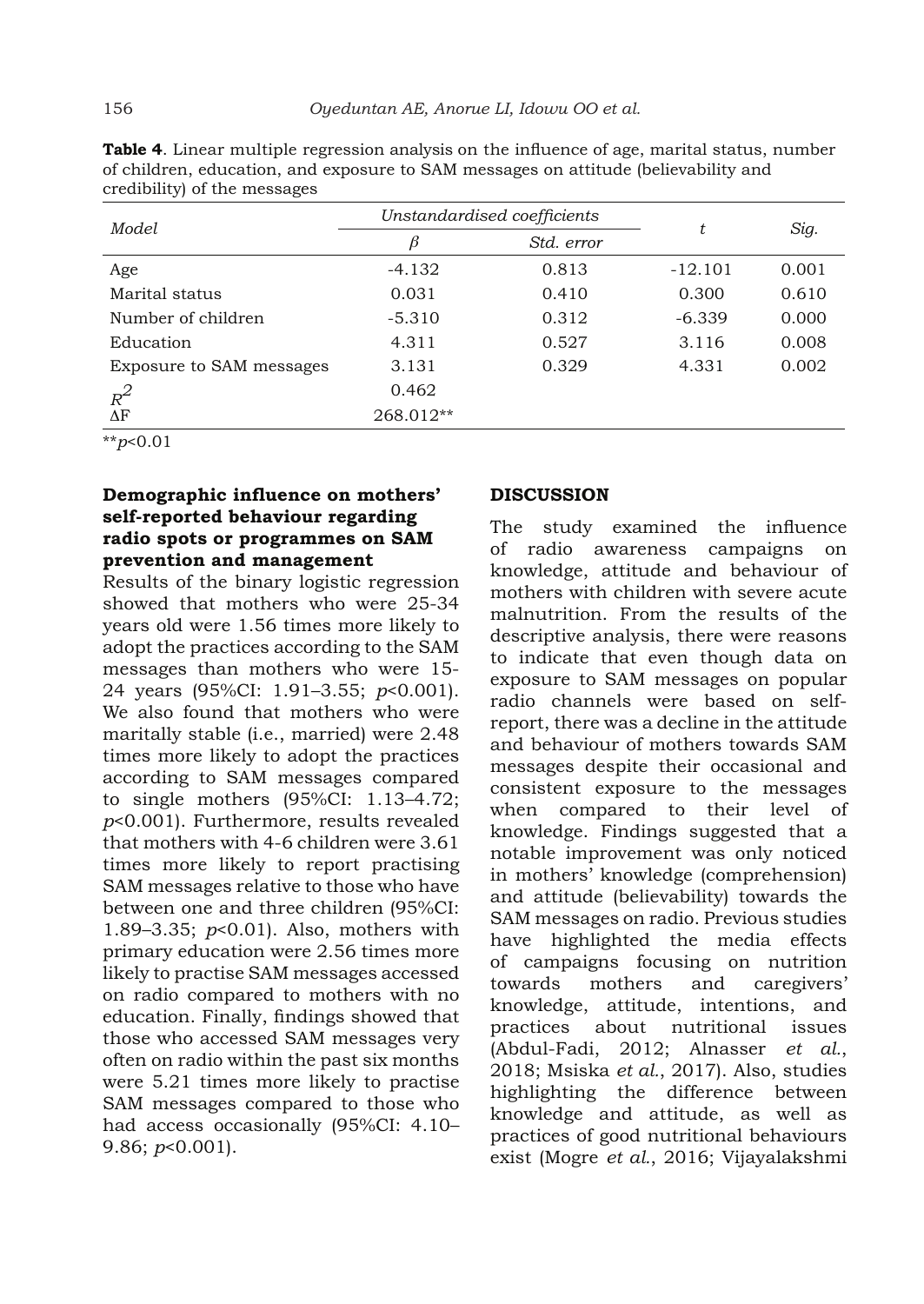**Table 4**. Linear multiple regression analysis on the influence of age, marital status, number of children, education, and exposure to SAM messages on attitude (believability and credibility) of the messages

| *Model* | *Unstandardised coefficients* | | *t* | *Sig.* |
|---|---|---|---|---|
| | *β* | *Std. error* | | |
| Age | -4.132 | 0.813 | -12.101 | 0.001 |
| Marital status | 0.031 | 0.410 | 0.300 | 0.610 |
| Number of children | -5.310 | 0.312 | -6.339 | 0.000 |
| Education | 4.311 | 0.527 | 3.116 | 0.008 |
| Exposure to SAM messages | 3.131 | 0.329 | 4.331 | 0.002 |
| $R^2$ | 0.462 | | | |
| ΔF | 268.012** | | | |

**$p<0.01$

### Demographic influence on mothers' self-reported behaviour regarding radio spots or programmes on SAM prevention and management

Results of the binary logistic regression showed that mothers who were 25-34 years old were 1.56 times more likely to adopt the practices according to the SAM messages than mothers who were 15-24 years (95%CI: 1.91–3.55; $p<0.001$). We also found that mothers who were maritally stable (i.e., married) were 2.48 times more likely to adopt the practices according to SAM messages compared to single mothers (95%CI: 1.13–4.72; $p<0.001$). Furthermore, results revealed that mothers with 4-6 children were 3.61 times more likely to report practising SAM messages relative to those who have between one and three children (95%CI: 1.89–3.35; $p<0.01$). Also, mothers with primary education were 2.56 times more likely to practise SAM messages accessed on radio compared to mothers with no education. Finally, findings showed that those who accessed SAM messages very often on radio within the past six months were 5.21 times more likely to practise SAM messages compared to those who had access occasionally (95%CI: 4.10–9.86; $p<0.001$).

### DISCUSSION

The study examined the influence of radio awareness campaigns on knowledge, attitude and behaviour of mothers with children with severe acute malnutrition. From the results of the descriptive analysis, there were reasons to indicate that even though data on exposure to SAM messages on popular radio channels were based on self-report, there was a decline in the attitude and behaviour of mothers towards SAM messages despite their occasional and consistent exposure to the messages when compared to their level of knowledge. Findings suggested that a notable improvement was only noticed in mothers' knowledge (comprehension) and attitude (believability) towards the SAM messages on radio. Previous studies have highlighted the media effects of campaigns focusing on nutrition towards mothers and caregivers' knowledge, attitude, intentions, and practices about nutritional issues (Abdul-Fadi, 2012; Alnasser *et al.*, 2018; Msiska *et al.*, 2017). Also, studies highlighting the difference between knowledge and attitude, as well as practices of good nutritional behaviours exist (Mogre *et al.*, 2016; Vijayalakshmi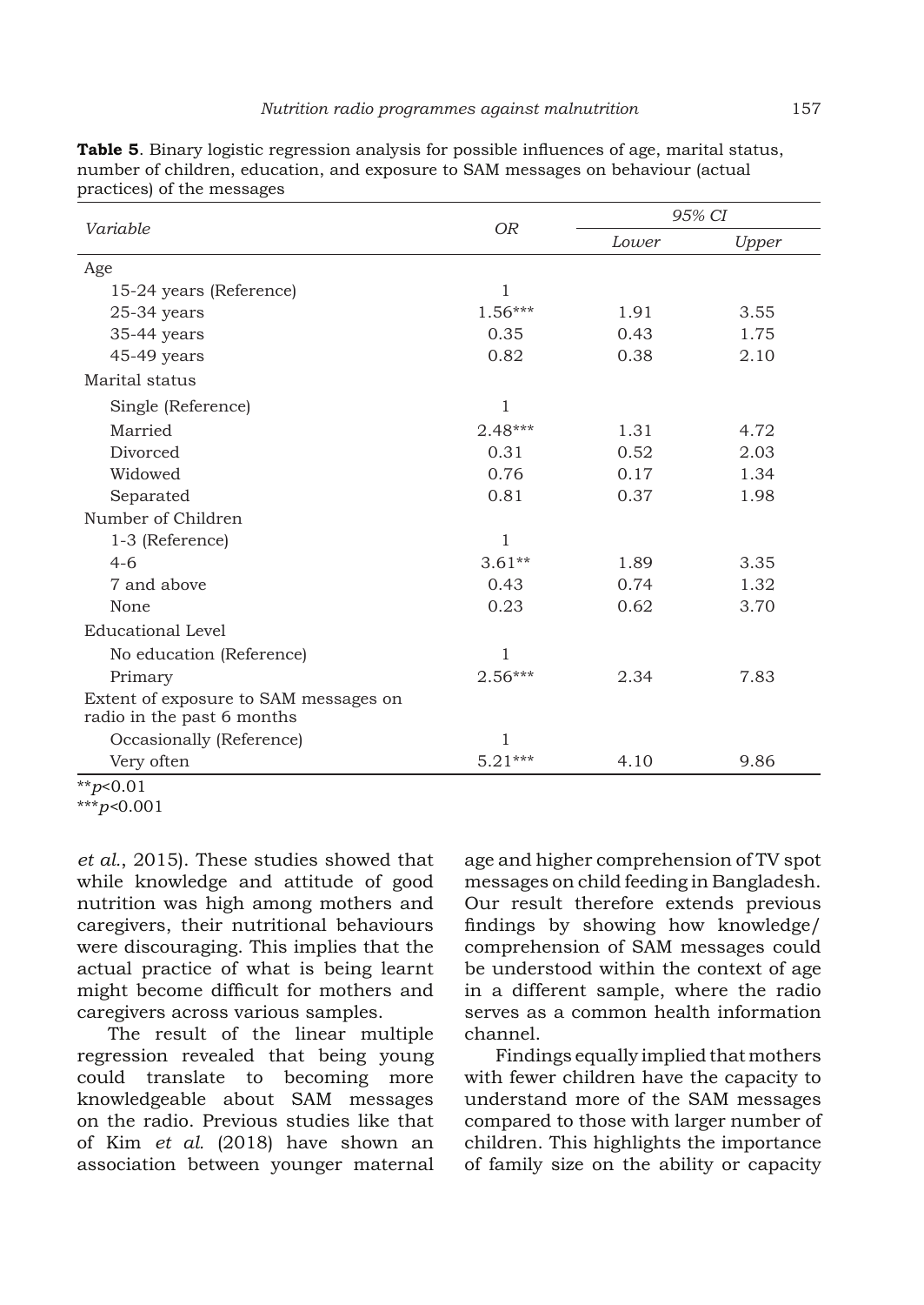**Table 5**. Binary logistic regression analysis for possible influences of age, marital status, number of children, education, and exposure to SAM messages on behaviour (actual practices) of the messages

| *Variable* | *OR* | *95% CI* | |
|---|---|---|---|
| | | *Lower* | *Upper* |
| Age | | | |
| 15-24 years (Reference) | 1 | | |
| 25-34 years | 1.56*** | 1.91 | 3.55 |
| 35-44 years | 0.35 | 0.43 | 1.75 |
| 45-49 years | 0.82 | 0.38 | 2.10 |
| Marital status | | | |
| Single (Reference) | 1 | | |
| Married | 2.48*** | 1.31 | 4.72 |
| Divorced | 0.31 | 0.52 | 2.03 |
| Widowed | 0.76 | 0.17 | 1.34 |
| Separated | 0.81 | 0.37 | 1.98 |
| Number of Children | | | |
| 1-3 (Reference) | 1 | | |
| 4-6 | 3.61** | 1.89 | 3.35 |
| 7 and above | 0.43 | 0.74 | 1.32 |
| None | 0.23 | 0.62 | 3.70 |
| Educational Level | | | |
| No education (Reference) | 1 | | |
| Primary | 2.56*** | 2.34 | 7.83 |
| Extent of exposure to SAM messages on radio in the past 6 months | | | |
| Occasionally (Reference) | 1 | | |
| Very often | 5.21*** | 4.10 | 9.86 |

**$p<0.01$

***$p<0.001$

*et al.*, 2015). These studies showed that while knowledge and attitude of good nutrition was high among mothers and caregivers, their nutritional behaviours were discouraging. This implies that the actual practice of what is being learnt might become difficult for mothers and caregivers across various samples.

The result of the linear multiple regression revealed that being young could translate to becoming more knowledgeable about SAM messages on the radio. Previous studies like that of Kim *et al.* (2018) have shown an association between younger maternal age and higher comprehension of TV spot messages on child feeding in Bangladesh. Our result therefore extends previous findings by showing how knowledge/comprehension of SAM messages could be understood within the context of age in a different sample, where the radio serves as a common health information channel.

Findings equally implied that mothers with fewer children have the capacity to understand more of the SAM messages compared to those with larger number of children. This highlights the importance of family size on the ability or capacity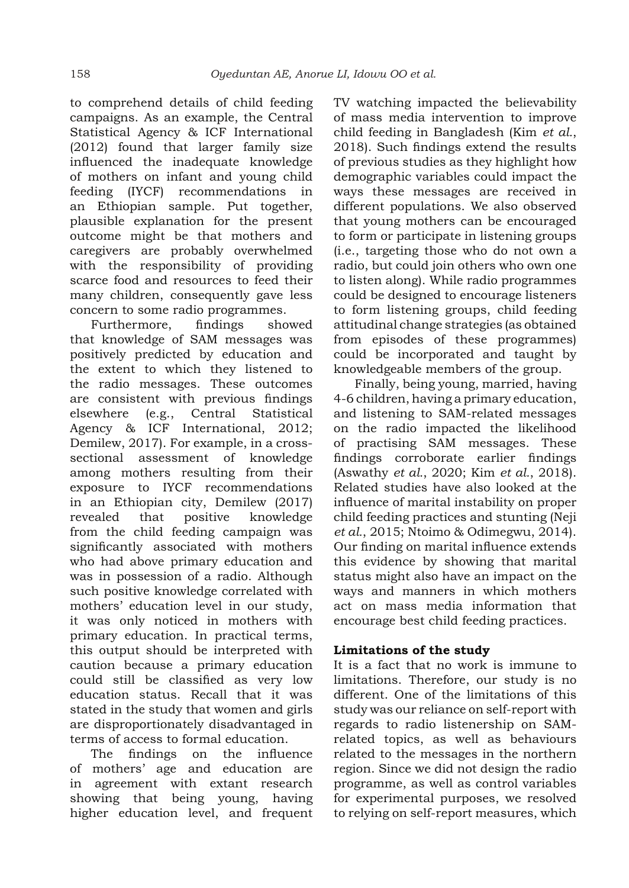to comprehend details of child feeding campaigns. As an example, the Central Statistical Agency & ICF International (2012) found that larger family size influenced the inadequate knowledge of mothers on infant and young child feeding (IYCF) recommendations in an Ethiopian sample. Put together, plausible explanation for the present outcome might be that mothers and caregivers are probably overwhelmed with the responsibility of providing scarce food and resources to feed their many children, consequently gave less concern to some radio programmes.

Furthermore, findings showed that knowledge of SAM messages was positively predicted by education and the extent to which they listened to the radio messages. These outcomes are consistent with previous findings elsewhere (e.g., Central Statistical Agency & ICF International, 2012; Demilew, 2017). For example, in a cross-sectional assessment of knowledge among mothers resulting from their exposure to IYCF recommendations in an Ethiopian city, Demilew (2017) revealed that positive knowledge from the child feeding campaign was significantly associated with mothers who had above primary education and was in possession of a radio. Although such positive knowledge correlated with mothers' education level in our study, it was only noticed in mothers with primary education. In practical terms, this output should be interpreted with caution because a primary education could still be classified as very low education status. Recall that it was stated in the study that women and girls are disproportionately disadvantaged in terms of access to formal education.

The findings on the influence of mothers' age and education are in agreement with extant research showing that being young, having higher education level, and frequent TV watching impacted the believability of mass media intervention to improve child feeding in Bangladesh (Kim *et al.*, 2018). Such findings extend the results of previous studies as they highlight how demographic variables could impact the ways these messages are received in different populations. We also observed that young mothers can be encouraged to form or participate in listening groups (i.e., targeting those who do not own a radio, but could join others who own one to listen along). While radio programmes could be designed to encourage listeners to form listening groups, child feeding attitudinal change strategies (as obtained from episodes of these programmes) could be incorporated and taught by knowledgeable members of the group.

Finally, being young, married, having 4-6 children, having a primary education, and listening to SAM-related messages on the radio impacted the likelihood of practising SAM messages. These findings corroborate earlier findings (Aswathy *et al.*, 2020; Kim *et al.*, 2018). Related studies have also looked at the influence of marital instability on proper child feeding practices and stunting (Neji *et al.*, 2015; Ntoimo & Odimegwu, 2014). Our finding on marital influence extends this evidence by showing that marital status might also have an impact on the ways and manners in which mothers act on mass media information that encourage best child feeding practices.

### Limitations of the study

It is a fact that no work is immune to limitations. Therefore, our study is no different. One of the limitations of this study was our reliance on self-report with regards to radio listenership on SAM-related topics, as well as behaviours related to the messages in the northern region. Since we did not design the radio programme, as well as control variables for experimental purposes, we resolved to relying on self-report measures, which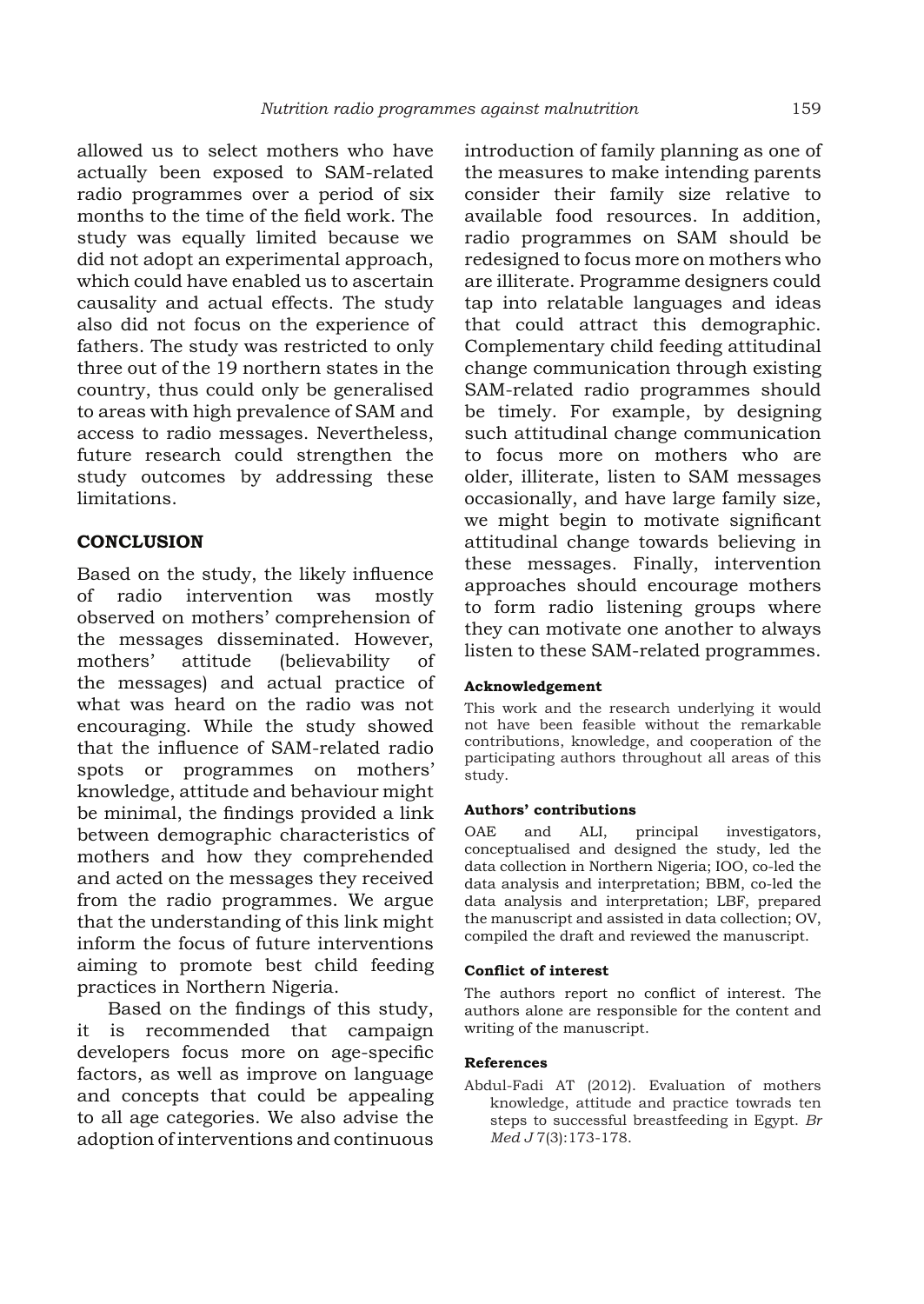allowed us to select mothers who have actually been exposed to SAM-related radio programmes over a period of six months to the time of the field work. The study was equally limited because we did not adopt an experimental approach, which could have enabled us to ascertain causality and actual effects. The study also did not focus on the experience of fathers. The study was restricted to only three out of the 19 northern states in the country, thus could only be generalised to areas with high prevalence of SAM and access to radio messages. Nevertheless, future research could strengthen the study outcomes by addressing these limitations.

## CONCLUSION

Based on the study, the likely influence of radio intervention was mostly observed on mothers' comprehension of the messages disseminated. However, mothers' attitude (believability of the messages) and actual practice of what was heard on the radio was not encouraging. While the study showed that the influence of SAM-related radio spots or programmes on mothers' knowledge, attitude and behaviour might be minimal, the findings provided a link between demographic characteristics of mothers and how they comprehended and acted on the messages they received from the radio programmes. We argue that the understanding of this link might inform the focus of future interventions aiming to promote best child feeding practices in Northern Nigeria.

Based on the findings of this study, it is recommended that campaign developers focus more on age-specific factors, as well as improve on language and concepts that could be appealing to all age categories. We also advise the adoption of interventions and continuous introduction of family planning as one of the measures to make intending parents consider their family size relative to available food resources. In addition, radio programmes on SAM should be redesigned to focus more on mothers who are illiterate. Programme designers could tap into relatable languages and ideas that could attract this demographic. Complementary child feeding attitudinal change communication through existing SAM-related radio programmes should be timely. For example, by designing such attitudinal change communication to focus more on mothers who are older, illiterate, listen to SAM messages occasionally, and have large family size, we might begin to motivate significant attitudinal change towards believing in these messages. Finally, intervention approaches should encourage mothers to form radio listening groups where they can motivate one another to always listen to these SAM-related programmes.

#### Acknowledgement

This work and the research underlying it would not have been feasible without the remarkable contributions, knowledge, and cooperation of the participating authors throughout all areas of this study.

#### Authors' contributions

OAE and ALI, principal investigators, conceptualised and designed the study, led the data collection in Northern Nigeria; IOO, co-led the data analysis and interpretation; BBM, co-led the data analysis and interpretation; LBF, prepared the manuscript and assisted in data collection; OV, compiled the draft and reviewed the manuscript.

#### Conflict of interest

The authors report no conflict of interest. The authors alone are responsible for the content and writing of the manuscript.

#### References

Abdul-Fadi AT (2012). Evaluation of mothers knowledge, attitude and practice towrads ten steps to successful breastfeeding in Egypt. *Br Med J* 7(3):173-178.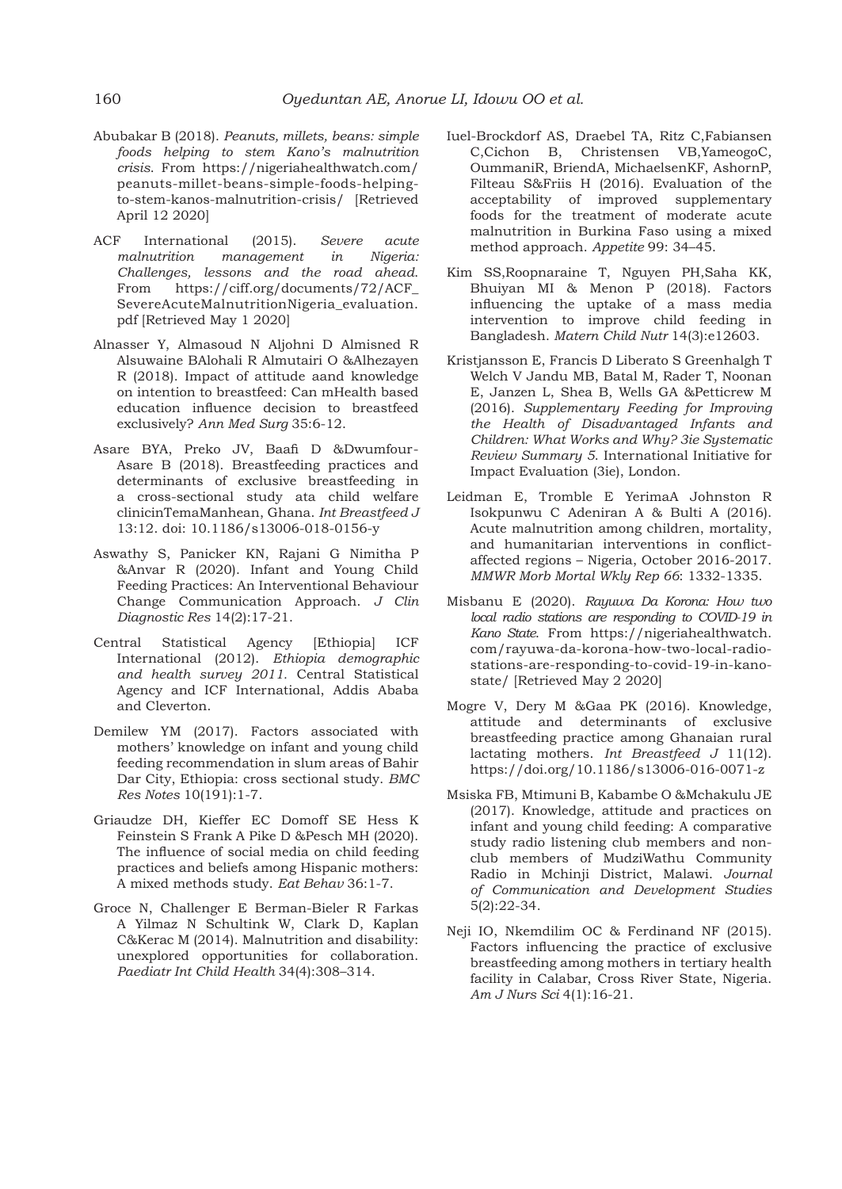Abubakar B (2018). *Peanuts, millets, beans: simple foods helping to stem Kano's malnutrition crisis*. From https://nigeriahealthwatch.com/peanuts-millet-beans-simple-foods-helping-to-stem-kanos-malnutrition-crisis/ [Retrieved April 12 2020]

ACF International (2015). *Severe acute malnutrition management in Nigeria: Challenges, lessons and the road ahead.* From https://ciff.org/documents/72/ACF_SevereAcuteMalnutritionNigeria_evaluation.pdf [Retrieved May 1 2020]

Alnasser Y, Almasoud N Aljohni D Almisned R Alsuwaine BAlohali R Almutairi O &Alhezayen R (2018). Impact of attitude aand knowledge on intention to breastfeed: Can mHealth based education influence decision to breastfeed exclusively? *Ann Med Surg* 35:6-12.

Asare BYA, Preko JV, Baafi D &Dwumfour-Asare B (2018). Breastfeeding practices and determinants of exclusive breastfeeding in a cross-sectional study ata child welfare clinicinTemaManhean, Ghana. *Int Breastfeed J* 13:12. doi: 10.1186/s13006-018-0156-y

Aswathy S, Panicker KN, Rajani G Nimitha P &Anvar R (2020). Infant and Young Child Feeding Practices: An Interventional Behaviour Change Communication Approach. *J Clin Diagnostic Res* 14(2):17-21.

Central Statistical Agency [Ethiopia] ICF International (2012). *Ethiopia demographic and health survey 2011.* Central Statistical Agency and ICF International, Addis Ababa and Cleverton.

Demilew YM (2017). Factors associated with mothers' knowledge on infant and young child feeding recommendation in slum areas of Bahir Dar City, Ethiopia: cross sectional study. *BMC Res Notes* 10(191):1-7.

Griaudze DH, Kieffer EC Domoff SE Hess K Feinstein S Frank A Pike D &Pesch MH (2020). The influence of social media on child feeding practices and beliefs among Hispanic mothers: A mixed methods study. *Eat Behav* 36:1-7.

Groce N, Challenger E Berman-Bieler R Farkas A Yilmaz N Schultink W, Clark D, Kaplan C&Kerac M (2014). Malnutrition and disability: unexplored opportunities for collaboration. *Paediatr Int Child Health* 34(4):308–314.

Iuel-Brockdorf AS, Draebel TA, Ritz C,Fabiansen C,Cichon B, Christensen VB,YameogoC, OummaniR, BriendA, MichaelsenKF, AshornP, Filteau S&Friis H (2016). Evaluation of the acceptability of improved supplementary foods for the treatment of moderate acute malnutrition in Burkina Faso using a mixed method approach. *Appetite* 99: 34–45.

Kim SS,Roopnaraine T, Nguyen PH,Saha KK, Bhuiyan MI & Menon P (2018). Factors influencing the uptake of a mass media intervention to improve child feeding in Bangladesh. *Matern Child Nutr* 14(3):e12603.

Kristjansson E, Francis D Liberato S Greenhalgh T Welch V Jandu MB, Batal M, Rader T, Noonan E, Janzen L, Shea B, Wells GA &Petticrew M (2016). *Supplementary Feeding for Improving the Health of Disadvantaged Infants and Children: What Works and Why? 3ie Systematic Review Summary 5*. International Initiative for Impact Evaluation (3ie), London.

Leidman E, Tromble E YerimaA Johnston R Isokpunwu C Adeniran A & Bulti A (2016). Acute malnutrition among children, mortality, and humanitarian interventions in conflict-affected regions – Nigeria, October 2016-2017. *MMWR Morb Mortal Wkly Rep 66*: 1332-1335.

Misbanu E (2020). *Rayuwa Da Korona: How two local radio stations are responding to COVID-19 in Kano State*. From https://nigeriahealthwatch.com/rayuwa-da-korona-how-two-local-radio-stations-are-responding-to-covid-19-in-kano-state/ [Retrieved May 2 2020]

Mogre V, Dery M &Gaa PK (2016). Knowledge, attitude and determinants of exclusive breastfeeding practice among Ghanaian rural lactating mothers. *Int Breastfeed J* 11(12). https://doi.org/10.1186/s13006-016-0071-z

Msiska FB, Mtimuni B, Kabambe O &Mchakulu JE (2017). Knowledge, attitude and practices on infant and young child feeding: A comparative study radio listening club members and non-club members of MudziWathu Community Radio in Mchinji District, Malawi. *Journal of Communication and Development Studies* 5(2):22-34.

Neji IO, Nkemdilim OC & Ferdinand NF (2015). Factors influencing the practice of exclusive breastfeeding among mothers in tertiary health facility in Calabar, Cross River State, Nigeria. *Am J Nurs Sci* 4(1):16-21.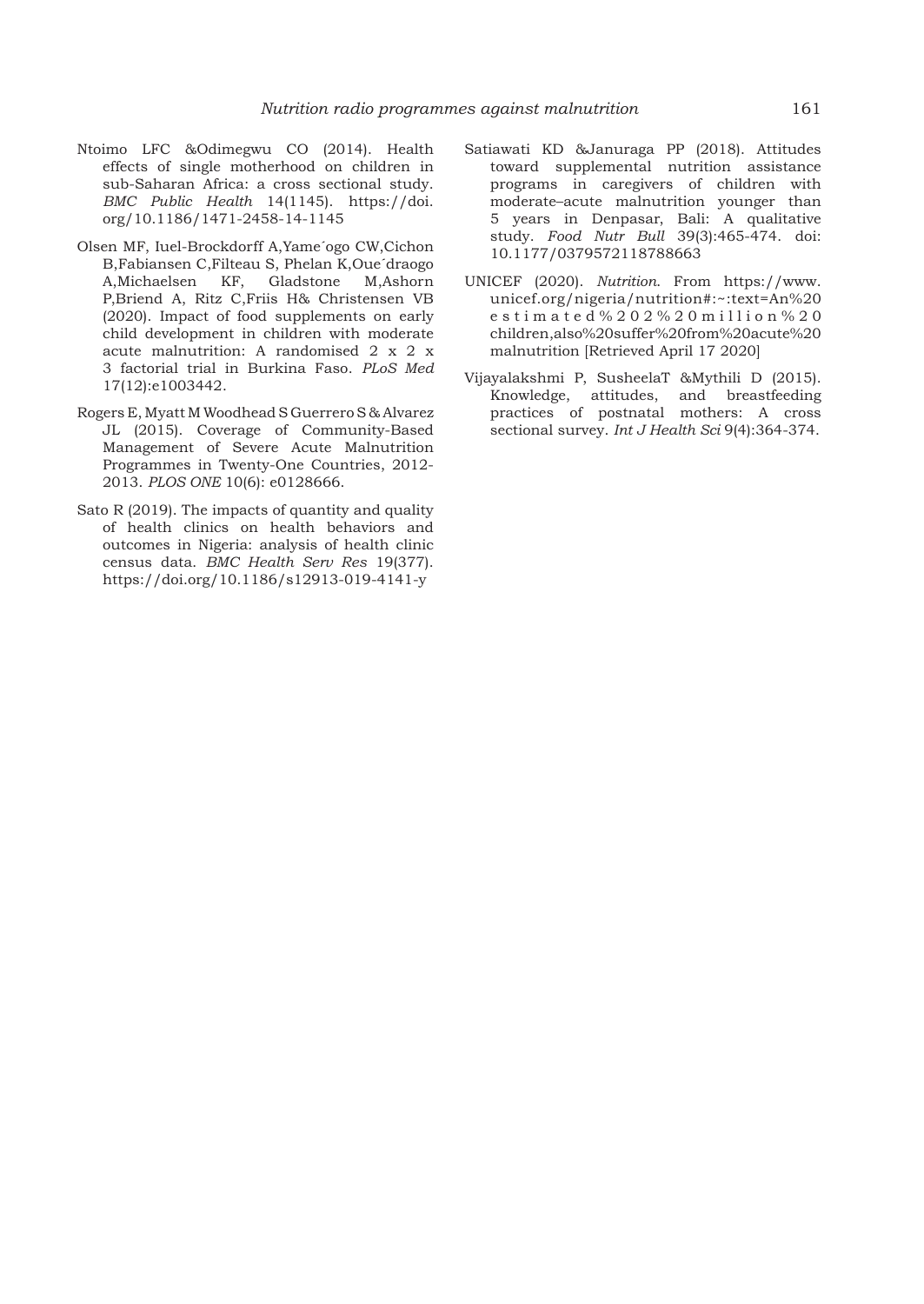Ntoimo LFC &Odimegwu CO (2014). Health effects of single motherhood on children in sub-Saharan Africa: a cross sectional study. *BMC Public Health* 14(1145). https://doi.org/10.1186/1471-2458-14-1145

Olsen MF, Iuel-Brockdorff A,Yame´ogo CW,Cichon B,Fabiansen C,Filteau S, Phelan K,Oue´draogo A,Michaelsen KF, Gladstone M,Ashorn P,Briend A, Ritz C,Friis H& Christensen VB (2020). Impact of food supplements on early child development in children with moderate acute malnutrition: A randomised 2 x 2 x 3 factorial trial in Burkina Faso. *PLoS Med* 17(12):e1003442.

Rogers E, Myatt M Woodhead S Guerrero S & Alvarez JL (2015). Coverage of Community-Based Management of Severe Acute Malnutrition Programmes in Twenty-One Countries, 2012-2013. *PLOS ONE* 10(6): e0128666.

Sato R (2019). The impacts of quantity and quality of health clinics on health behaviors and outcomes in Nigeria: analysis of health clinic census data. *BMC Health Serv Res* 19(377). https://doi.org/10.1186/s12913-019-4141-y

Satiawati KD &Januraga PP (2018). Attitudes toward supplemental nutrition assistance programs in caregivers of children with moderate–acute malnutrition younger than 5 years in Denpasar, Bali: A qualitative study. *Food Nutr Bull* 39(3):465-474. doi: 10.1177/0379572118788663

UNICEF (2020). *Nutrition*. From https://www.unicef.org/nigeria/nutrition#:~:text=An%20estimated%202%20million%20children,also%20suffer%20from%20acute%20malnutrition [Retrieved April 17 2020]

Vijayalakshmi P, SusheelaT &Mythili D (2015). Knowledge, attitudes, and breastfeeding practices of postnatal mothers: A cross sectional survey. *Int J Health Sci* 9(4):364-374.